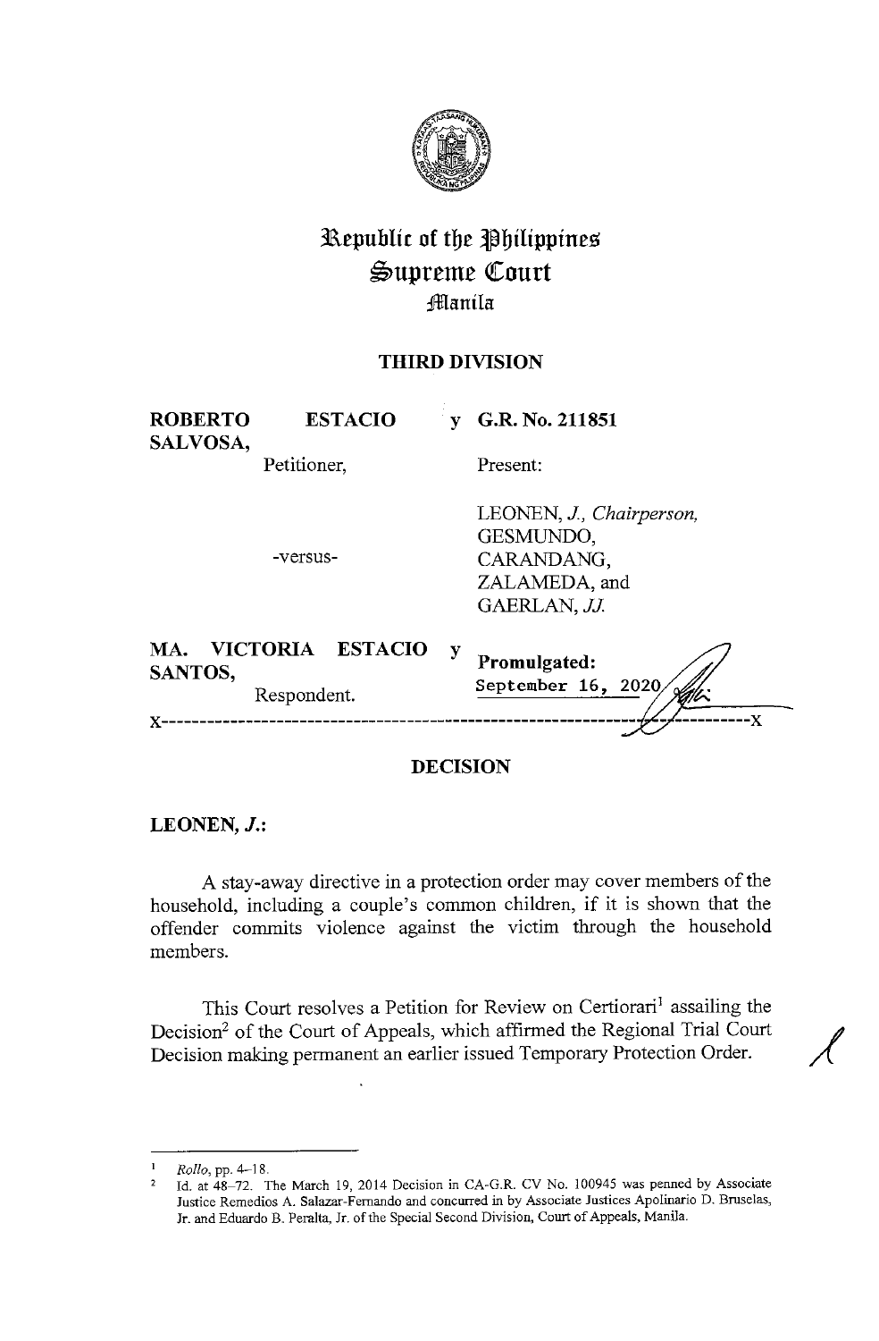# Republic of the Philippines
# Supreme Court
## Manila

### THIRD DIVISION

**ROBERTO ESTACIO y SALVOSA,**
Petitioner,

-versus-

**MA. VICTORIA ESTACIO y SANTOS,**
Respondent.

**G.R. No. 211851**

Present:

LEONEN, *J., Chairperson,*
GESMUNDO,
CARANDANG,
ZALAMEDA, and
GAERLAN, *JJ.*

**Promulgated:**
September 16, 2020

x-----------------------------------------------------------------------------------x

### DECISION

**LEONEN, *J.*:**

A stay-away directive in a protection order may cover members of the household, including a couple's common children, if it is shown that the offender commits violence against the victim through the household members.

This Court resolves a Petition for Review on Certiorari[1] assailing the Decision[2] of the Court of Appeals, which affirmed the Regional Trial Court Decision making permanent an earlier issued Temporary Protection Order.

---

[1] *Rollo*, pp. 4–18.

[2] Id. at 48–72. The March 19, 2014 Decision in CA-G.R. CV No. 100945 was penned by Associate Justice Remedios A. Salazar-Fernando and concurred in by Associate Justices Apolinario D. Bruselas, Jr. and Eduardo B. Peralta, Jr. of the Special Second Division, Court of Appeals, Manila.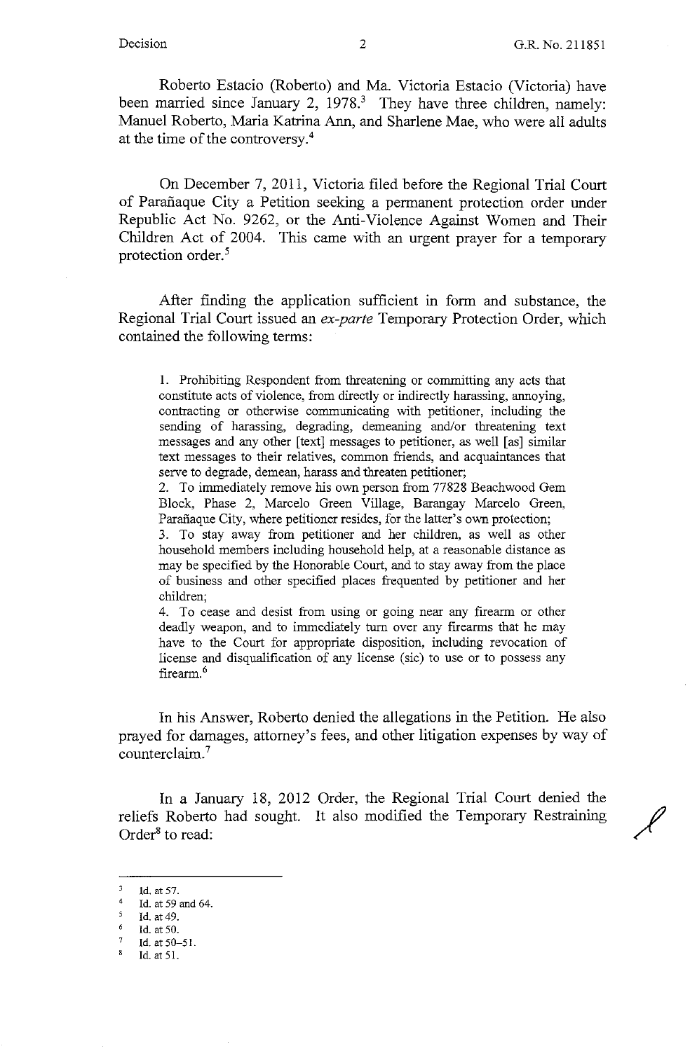Roberto Estacio (Roberto) and Ma. Victoria Estacio (Victoria) have been married since January 2, 1978.[3] They have three children, namely: Manuel Roberto, Maria Katrina Ann, and Sharlene Mae, who were all adults at the time of the controversy.[4]

On December 7, 2011, Victoria filed before the Regional Trial Court of Parañaque City a Petition seeking a permanent protection order under Republic Act No. 9262, or the Anti-Violence Against Women and Their Children Act of 2004. This came with an urgent prayer for a temporary protection order.[5]

After finding the application sufficient in form and substance, the Regional Trial Court issued an *ex-parte* Temporary Protection Order, which contained the following terms:

> 1. Prohibiting Respondent from threatening or committing any acts that constitute acts of violence, from directly or indirectly harassing, annoying, contracting or otherwise communicating with petitioner, including the sending of harassing, degrading, demeaning and/or threatening text messages and any other [text] messages to petitioner, as well [as] similar text messages to their relatives, common friends, and acquaintances that serve to degrade, demean, harass and threaten petitioner;
> 2. To immediately remove his own person from 77828 Beachwood Gem Block, Phase 2, Marcelo Green Village, Barangay Marcelo Green, Parañaque City, where petitioner resides, for the latter's own protection;
> 3. To stay away from petitioner and her children, as well as other household members including household help, at a reasonable distance as may be specified by the Honorable Court, and to stay away from the place of business and other specified places frequented by petitioner and her children;
> 4. To cease and desist from using or going near any firearm or other deadly weapon, and to immediately turn over any firearms that he may have to the Court for appropriate disposition, including revocation of license and disqualification of any license (sic) to use or to possess any firearm.[6]

In his Answer, Roberto denied the allegations in the Petition. He also prayed for damages, attorney's fees, and other litigation expenses by way of counterclaim.[7]

In a January 18, 2012 Order, the Regional Trial Court denied the reliefs Roberto had sought. It also modified the Temporary Restraining Order[8] to read:

---

[3] Id. at 57.
[4] Id. at 59 and 64.
[5] Id. at 49.
[6] Id. at 50.
[7] Id. at 50–51.
[8] Id. at 51.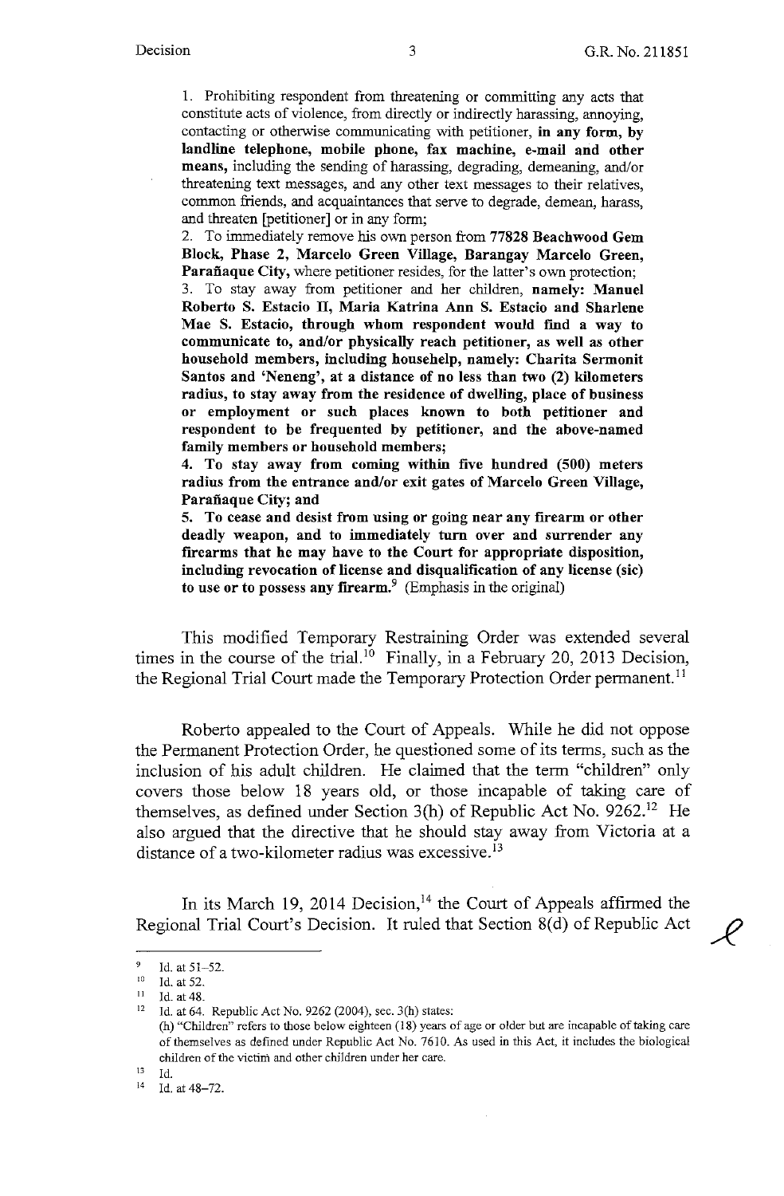1. Prohibiting respondent from threatening or committing any acts that constitute acts of violence, from directly or indirectly harassing, annoying, contacting or otherwise communicating with petitioner, **in any form, by landline telephone, mobile phone, fax machine, e-mail and other means,** including the sending of harassing, degrading, demeaning, and/or threatening text messages, and any other text messages to their relatives, common friends, and acquaintances that serve to degrade, demean, harass, and threaten [petitioner] or in any form;

2. To immediately remove his own person from **77828 Beachwood Gem Block, Phase 2, Marcelo Green Village, Barangay Marcelo Green, Parañaque City,** where petitioner resides, for the latter's own protection;

3. To stay away from petitioner and her children, **namely: Manuel Roberto S. Estacio II, Maria Katrina Ann S. Estacio and Sharlene Mae S. Estacio, through whom respondent would find a way to communicate to, and/or physically reach petitioner, as well as other household members, including househelp, namely: Charita Sermonit Santos and 'Neneng', at a distance of no less than two (2) kilometers radius, to stay away from the residence of dwelling, place of business or employment or such places known to both petitioner and respondent to be frequented by petitioner, and the above-named family members or household members;**

**4. To stay away from coming within five hundred (500) meters radius from the entrance and/or exit gates of Marcelo Green Village, Parañaque City; and**

**5. To cease and desist from using or going near any firearm or other deadly weapon, and to immediately turn over and surrender any firearms that he may have to the Court for appropriate disposition, including revocation of license and disqualification of any license (sic) to use or to possess any firearm.**[9] (Emphasis in the original)

This modified Temporary Restraining Order was extended several times in the course of the trial.[10] Finally, in a February 20, 2013 Decision, the Regional Trial Court made the Temporary Protection Order permanent.[11]

Roberto appealed to the Court of Appeals. While he did not oppose the Permanent Protection Order, he questioned some of its terms, such as the inclusion of his adult children. He claimed that the term "children" only covers those below 18 years old, or those incapable of taking care of themselves, as defined under Section 3(h) of Republic Act No. 9262.[12] He also argued that the directive that he should stay away from Victoria at a distance of a two-kilometer radius was excessive.[13]

In its March 19, 2014 Decision,[14] the Court of Appeals affirmed the Regional Trial Court's Decision. It ruled that Section 8(d) of Republic Act

---

[9] Id. at 51–52.

[10] Id. at 52.

[11] Id. at 48.

[12] Id. at 64. Republic Act No. 9262 (2004), sec. 3(h) states:
(h) "Children" refers to those below eighteen (18) years of age or older but are incapable of taking care of themselves as defined under Republic Act No. 7610. As used in this Act, it includes the biological children of the victim and other children under her care.

[13] Id.

[14] Id. at 48–72.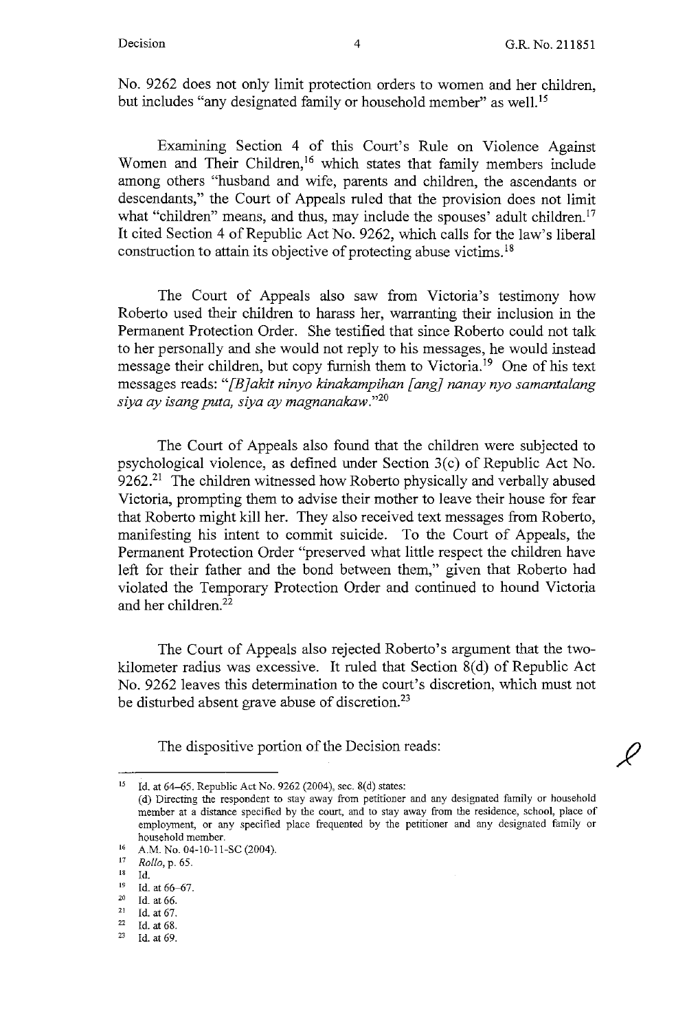No. 9262 does not only limit protection orders to women and her children, but includes "any designated family or household member" as well.[15]

Examining Section 4 of this Court's Rule on Violence Against Women and Their Children,[16] which states that family members include among others "husband and wife, parents and children, the ascendants or descendants," the Court of Appeals ruled that the provision does not limit what "children" means, and thus, may include the spouses' adult children.[17] It cited Section 4 of Republic Act No. 9262, which calls for the law's liberal construction to attain its objective of protecting abuse victims.[18]

The Court of Appeals also saw from Victoria's testimony how Roberto used their children to harass her, warranting their inclusion in the Permanent Protection Order. She testified that since Roberto could not talk to her personally and she would not reply to his messages, he would instead message their children, but copy furnish them to Victoria.[19] One of his text messages reads: "*[B]akit ninyo kinakampihan [ang] nanay nyo samantalang siya ay isang puta, siya ay magnanakaw.*"[20]

The Court of Appeals also found that the children were subjected to psychological violence, as defined under Section 3(c) of Republic Act No. 9262.[21] The children witnessed how Roberto physically and verbally abused Victoria, prompting them to advise their mother to leave their house for fear that Roberto might kill her. They also received text messages from Roberto, manifesting his intent to commit suicide. To the Court of Appeals, the Permanent Protection Order "preserved what little respect the children have left for their father and the bond between them," given that Roberto had violated the Temporary Protection Order and continued to hound Victoria and her children.[22]

The Court of Appeals also rejected Roberto's argument that the two-kilometer radius was excessive. It ruled that Section 8(d) of Republic Act No. 9262 leaves this determination to the court's discretion, which must not be disturbed absent grave abuse of discretion.[23]

The dispositive portion of the Decision reads:

---

[15] Id. at 64–65. Republic Act No. 9262 (2004), sec. 8(d) states:
(d) Directing the respondent to stay away from petitioner and any designated family or household member at a distance specified by the court, and to stay away from the residence, school, place of employment, or any specified place frequented by the petitioner and any designated family or household member.

[16] A.M. No. 04-10-11-SC (2004).

[17] *Rollo*, p. 65.

[18] Id.

[19] Id. at 66–67.

[20] Id. at 66.

[21] Id. at 67.

[22] Id. at 68.

[23] Id. at 69.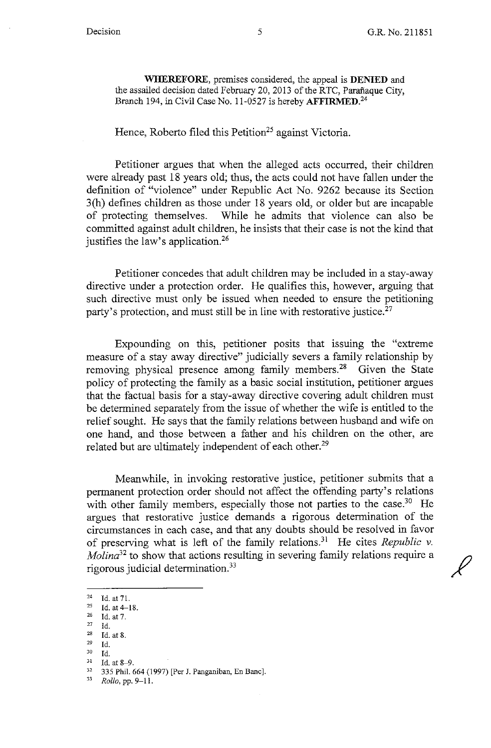**WHEREFORE**, premises considered, the appeal is **DENIED** and the assailed decision dated February 20, 2013 of the RTC, Parañaque City, Branch 194, in Civil Case No. 11-0527 is hereby **AFFIRMED**.[24]

Hence, Roberto filed this Petition[25] against Victoria.

Petitioner argues that when the alleged acts occurred, their children were already past 18 years old; thus, the acts could not have fallen under the definition of "violence" under Republic Act No. 9262 because its Section 3(h) defines children as those under 18 years old, or older but are incapable of protecting themselves. While he admits that violence can also be committed against adult children, he insists that their case is not the kind that justifies the law's application.[26]

Petitioner concedes that adult children may be included in a stay-away directive under a protection order. He qualifies this, however, arguing that such directive must only be issued when needed to ensure the petitioning party's protection, and must still be in line with restorative justice.[27]

Expounding on this, petitioner posits that issuing the "extreme measure of a stay away directive" judicially severs a family relationship by removing physical presence among family members.[28] Given the State policy of protecting the family as a basic social institution, petitioner argues that the factual basis for a stay-away directive covering adult children must be determined separately from the issue of whether the wife is entitled to the relief sought. He says that the family relations between husband and wife on one hand, and those between a father and his children on the other, are related but are ultimately independent of each other.[29]

Meanwhile, in invoking restorative justice, petitioner submits that a permanent protection order should not affect the offending party's relations with other family members, especially those not parties to the case.[30] He argues that restorative justice demands a rigorous determination of the circumstances in each case, and that any doubts should be resolved in favor of preserving what is left of the family relations.[31] He cites *Republic v. Molina*[32] to show that actions resulting in severing family relations require a rigorous judicial determination.[33]

---

[24] Id. at 71.
[25] Id. at 4–18.
[26] Id. at 7.
[27] Id.
[28] Id. at 8.
[29] Id.
[30] Id.
[31] Id. at 8–9.
[32] 335 Phil. 664 (1997) [Per J. Panganiban, En Banc].
[33] *Rollo*, pp. 9–11.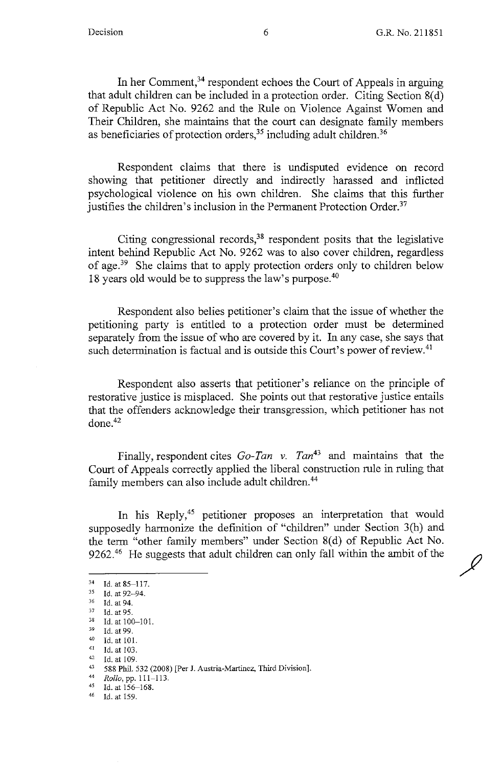In her Comment,[34] respondent echoes the Court of Appeals in arguing that adult children can be included in a protection order. Citing Section 8(d) of Republic Act No. 9262 and the Rule on Violence Against Women and Their Children, she maintains that the court can designate family members as beneficiaries of protection orders,[35] including adult children.[36]

Respondent claims that there is undisputed evidence on record showing that petitioner directly and indirectly harassed and inflicted psychological violence on his own children. She claims that this further justifies the children's inclusion in the Permanent Protection Order.[37]

Citing congressional records,[38] respondent posits that the legislative intent behind Republic Act No. 9262 was to also cover children, regardless of age.[39] She claims that to apply protection orders only to children below 18 years old would be to suppress the law's purpose.[40]

Respondent also belies petitioner's claim that the issue of whether the petitioning party is entitled to a protection order must be determined separately from the issue of who are covered by it. In any case, she says that such determination is factual and is outside this Court's power of review.[41]

Respondent also asserts that petitioner's reliance on the principle of restorative justice is misplaced. She points out that restorative justice entails that the offenders acknowledge their transgression, which petitioner has not done.[42]

Finally, respondent cites *Go-Tan v. Tan*[43] and maintains that the Court of Appeals correctly applied the liberal construction rule in ruling that family members can also include adult children.[44]

In his Reply,[45] petitioner proposes an interpretation that would supposedly harmonize the definition of "children" under Section 3(h) and the term "other family members" under Section 8(d) of Republic Act No. 9262.[46] He suggests that adult children can only fall within the ambit of the

---

[34] Id. at 85–117.
[35] Id. at 92–94.
[36] Id. at 94.
[37] Id. at 95.
[38] Id. at 100–101.
[39] Id. at 99.
[40] Id. at 101.
[41] Id. at 103.
[42] Id. at 109.
[43] 588 Phil. 532 (2008) [Per J. Austria-Martinez, Third Division].
[44] *Rollo*, pp. 111–113.
[45] Id. at 156–168.
[46] Id. at 159.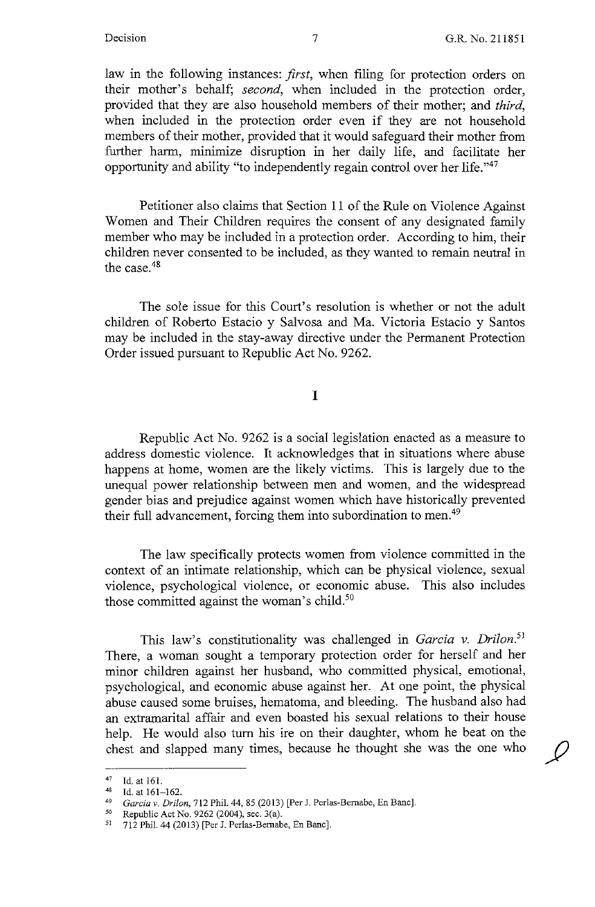law in the following instances: *first*, when filing for protection orders on their mother's behalf; *second*, when included in the protection order, provided that they are also household members of their mother; and *third*, when included in the protection order even if they are not household members of their mother, provided that it would safeguard their mother from further harm, minimize disruption in her daily life, and facilitate her opportunity and ability "to independently regain control over her life."[47]

Petitioner also claims that Section 11 of the Rule on Violence Against Women and Their Children requires the consent of any designated family member who may be included in a protection order. According to him, their children never consented to be included, as they wanted to remain neutral in the case.[48]

The sole issue for this Court's resolution is whether or not the adult children of Roberto Estacio y Salvosa and Ma. Victoria Estacio y Santos may be included in the stay-away directive under the Permanent Protection Order issued pursuant to Republic Act No. 9262.

## I

Republic Act No. 9262 is a social legislation enacted as a measure to address domestic violence. It acknowledges that in situations where abuse happens at home, women are the likely victims. This is largely due to the unequal power relationship between men and women, and the widespread gender bias and prejudice against women which have historically prevented their full advancement, forcing them into subordination to men.[49]

The law specifically protects women from violence committed in the context of an intimate relationship, which can be physical violence, sexual violence, psychological violence, or economic abuse. This also includes those committed against the woman's child.[50]

This law's constitutionality was challenged in *Garcia v. Drilon*.[51] There, a woman sought a temporary protection order for herself and her minor children against her husband, who committed physical, emotional, psychological, and economic abuse against her. At one point, the physical abuse caused some bruises, hematoma, and bleeding. The husband also had an extramarital affair and even boasted his sexual relations to their house help. He would also turn his ire on their daughter, whom he beat on the chest and slapped many times, because he thought she was the one who

---

[47] Id. at 161.

[48] Id. at 161–162.

[49] *Garcia v. Drilon*, 712 Phil. 44, 85 (2013) [Per J. Perlas-Bernabe, En Banc].

[50] Republic Act No. 9262 (2004), sec. 3(a).

[51] 712 Phil. 44 (2013) [Per J. Perlas-Bernabe, En Banc].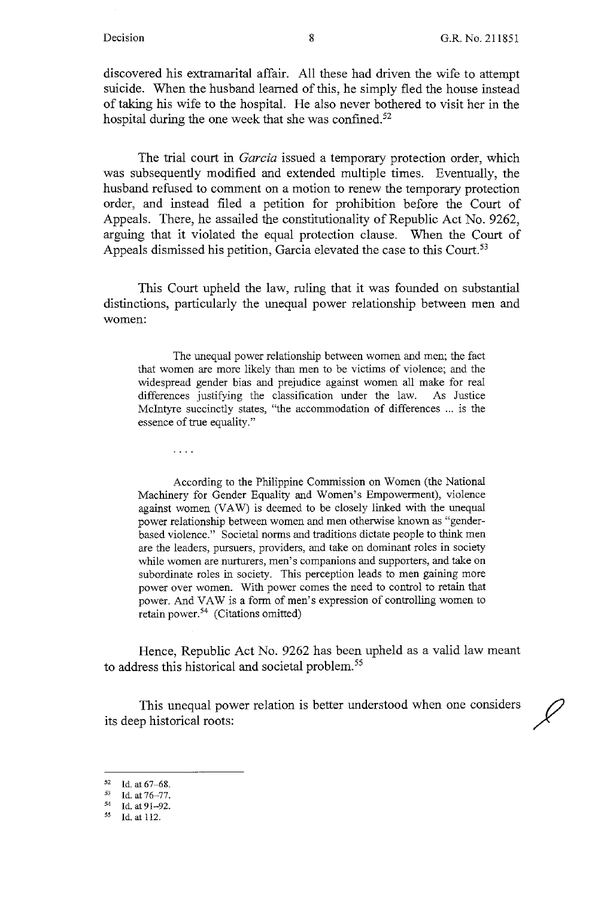discovered his extramarital affair. All these had driven the wife to attempt suicide. When the husband learned of this, he simply fled the house instead of taking his wife to the hospital. He also never bothered to visit her in the hospital during the one week that she was confined.[52]

The trial court in *Garcia* issued a temporary protection order, which was subsequently modified and extended multiple times. Eventually, the husband refused to comment on a motion to renew the temporary protection order, and instead filed a petition for prohibition before the Court of Appeals. There, he assailed the constitutionality of Republic Act No. 9262, arguing that it violated the equal protection clause. When the Court of Appeals dismissed his petition, Garcia elevated the case to this Court.[53]

This Court upheld the law, ruling that it was founded on substantial distinctions, particularly the unequal power relationship between men and women:

> The unequal power relationship between women and men; the fact that women are more likely than men to be victims of violence; and the widespread gender bias and prejudice against women all make for real differences justifying the classification under the law. As Justice McIntyre succinctly states, "the accommodation of differences ... is the essence of true equality."
>
> ....
>
> According to the Philippine Commission on Women (the National Machinery for Gender Equality and Women's Empowerment), violence against women (VAW) is deemed to be closely linked with the unequal power relationship between women and men otherwise known as "gender-based violence." Societal norms and traditions dictate people to think men are the leaders, pursuers, providers, and take on dominant roles in society while women are nurturers, men's companions and supporters, and take on subordinate roles in society. This perception leads to men gaining more power over women. With power comes the need to control to retain that power. And VAW is a form of men's expression of controlling women to retain power.[54] (Citations omitted)

Hence, Republic Act No. 9262 has been upheld as a valid law meant to address this historical and societal problem.[55]

This unequal power relation is better understood when one considers its deep historical roots:

---

[52] Id. at 67–68.
[53] Id. at 76–77.
[54] Id. at 91–92.
[55] Id. at 112.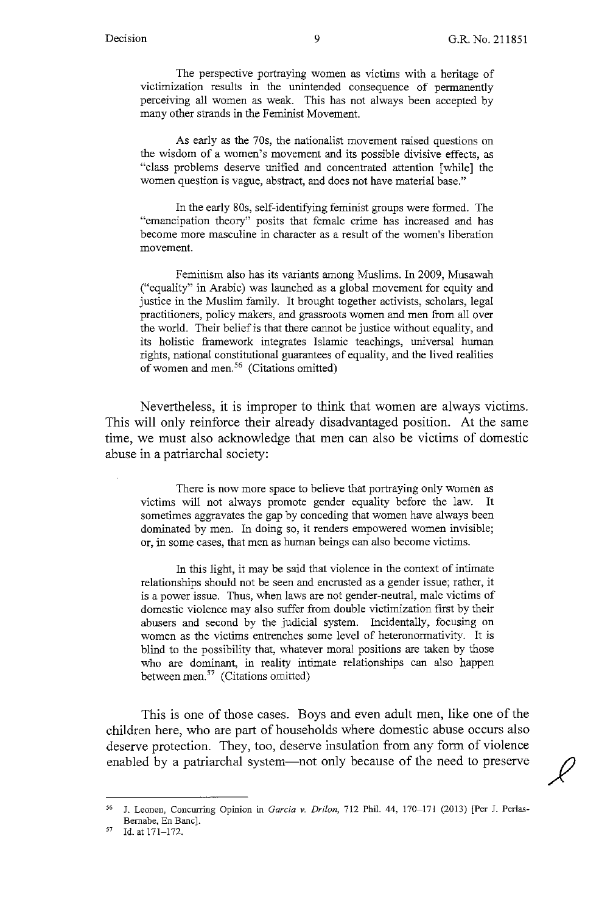> The perspective portraying women as victims with a heritage of victimization results in the unintended consequence of permanently perceiving all women as weak. This has not always been accepted by many other strands in the Feminist Movement.
>
> As early as the 70s, the nationalist movement raised questions on the wisdom of a women's movement and its possible divisive effects, as "class problems deserve unified and concentrated attention [while] the women question is vague, abstract, and does not have material base."
>
> In the early 80s, self-identifying feminist groups were formed. The "emancipation theory" posits that female crime has increased and has become more masculine in character as a result of the women's liberation movement.
>
> Feminism also has its variants among Muslims. In 2009, Musawah ("equality" in Arabic) was launched as a global movement for equity and justice in the Muslim family. It brought together activists, scholars, legal practitioners, policy makers, and grassroots women and men from all over the world. Their belief is that there cannot be justice without equality, and its holistic framework integrates Islamic teachings, universal human rights, national constitutional guarantees of equality, and the lived realities of women and men.[56] (Citations omitted)

Nevertheless, it is improper to think that women are always victims. This will only reinforce their already disadvantaged position. At the same time, we must also acknowledge that men can also be victims of domestic abuse in a patriarchal society:

> There is now more space to believe that portraying only women as victims will not always promote gender equality before the law. It sometimes aggravates the gap by conceding that women have always been dominated by men. In doing so, it renders empowered women invisible; or, in some cases, that men as human beings can also become victims.
>
> In this light, it may be said that violence in the context of intimate relationships should not be seen and encrusted as a gender issue; rather, it is a power issue. Thus, when laws are not gender-neutral, male victims of domestic violence may also suffer from double victimization first by their abusers and second by the judicial system. Incidentally, focusing on women as the victims entrenches some level of heteronormativity. It is blind to the possibility that, whatever moral positions are taken by those who are dominant, in reality intimate relationships can also happen between men.[57] (Citations omitted)

This is one of those cases. Boys and even adult men, like one of the children here, who are part of households where domestic abuse occurs also deserve protection. They, too, deserve insulation from any form of violence enabled by a patriarchal system—not only because of the need to preserve

---

[56] J. Leonen, Concurring Opinion in *Garcia v. Drilon*, 712 Phil. 44, 170–171 (2013) [Per J. Perlas-Bernabe, En Banc].

[57] Id. at 171–172.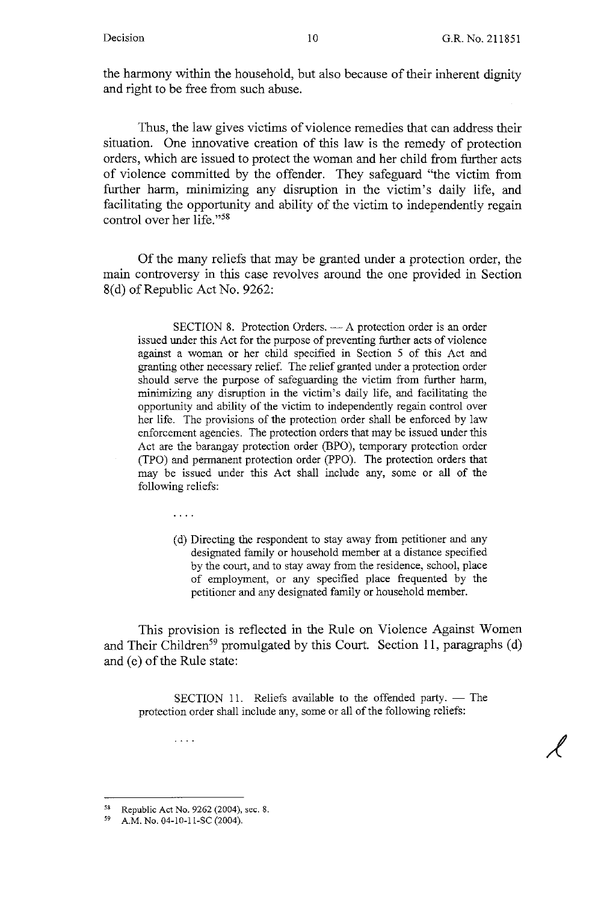the harmony within the household, but also because of their inherent dignity and right to be free from such abuse.

Thus, the law gives victims of violence remedies that can address their situation. One innovative creation of this law is the remedy of protection orders, which are issued to protect the woman and her child from further acts of violence committed by the offender. They safeguard "the victim from further harm, minimizing any disruption in the victim's daily life, and facilitating the opportunity and ability of the victim to independently regain control over her life."[58]

Of the many reliefs that may be granted under a protection order, the main controversy in this case revolves around the one provided in Section 8(d) of Republic Act No. 9262:

> SECTION 8. Protection Orders. — A protection order is an order issued under this Act for the purpose of preventing further acts of violence against a woman or her child specified in Section 5 of this Act and granting other necessary relief. The relief granted under a protection order should serve the purpose of safeguarding the victim from further harm, minimizing any disruption in the victim's daily life, and facilitating the opportunity and ability of the victim to independently regain control over her life. The provisions of the protection order shall be enforced by law enforcement agencies. The protection orders that may be issued under this Act are the barangay protection order (BPO), temporary protection order (TPO) and permanent protection order (PPO). The protection orders that may be issued under this Act shall include any, some or all of the following reliefs:
>
> ....
>
> (d) Directing the respondent to stay away from petitioner and any designated family or household member at a distance specified by the court, and to stay away from the residence, school, place of employment, or any specified place frequented by the petitioner and any designated family or household member.

This provision is reflected in the Rule on Violence Against Women and Their Children[59] promulgated by this Court. Section 11, paragraphs (d) and (e) of the Rule state:

> SECTION 11. Reliefs available to the offended party. — The protection order shall include any, some or all of the following reliefs:
>
> ....

---

[58] Republic Act No. 9262 (2004), sec. 8.

[59] A.M. No. 04-10-11-SC (2004).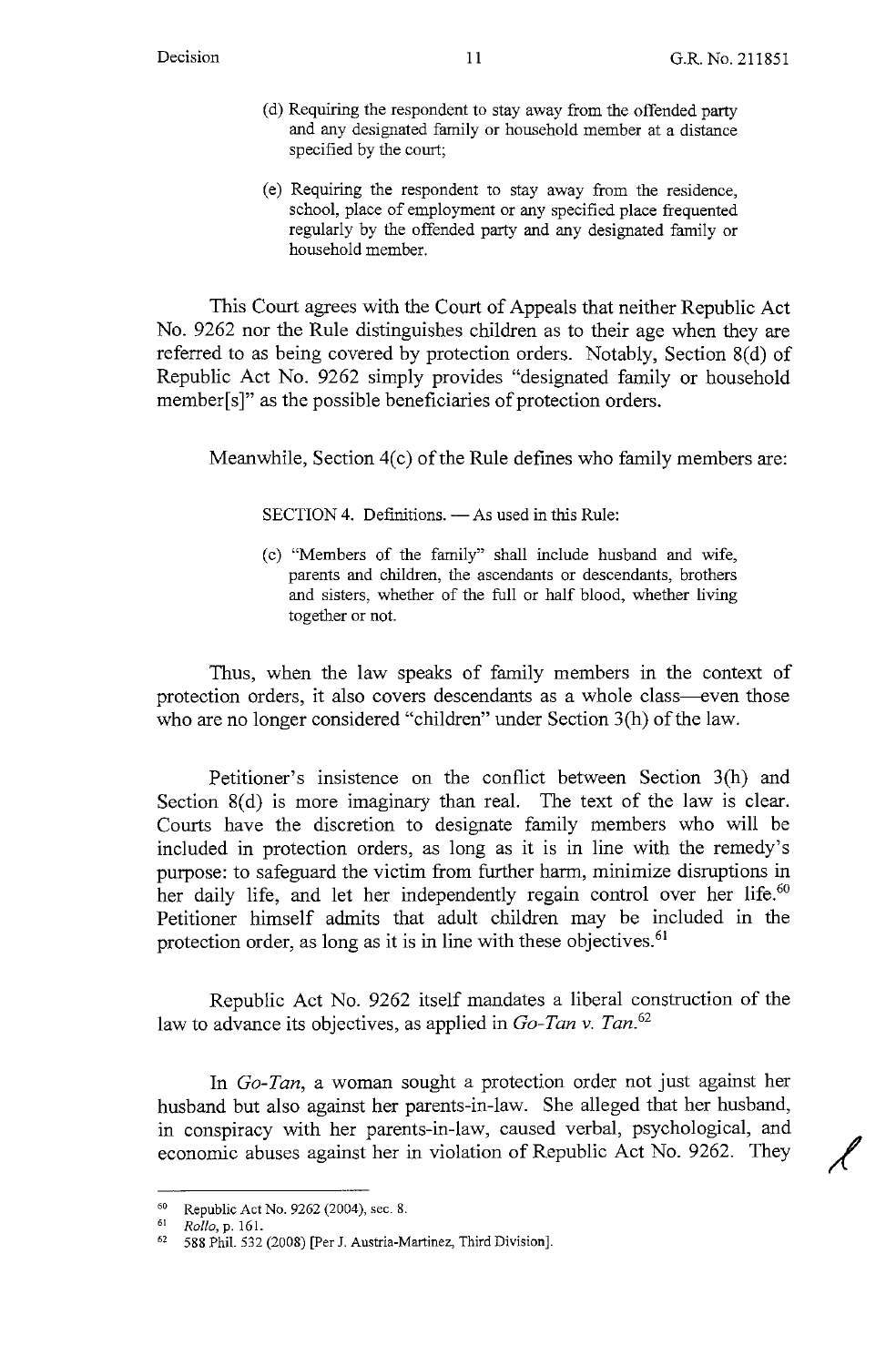(d) Requiring the respondent to stay away from the offended party and any designated family or household member at a distance specified by the court;

(e) Requiring the respondent to stay away from the residence, school, place of employment or any specified place frequented regularly by the offended party and any designated family or household member.

This Court agrees with the Court of Appeals that neither Republic Act No. 9262 nor the Rule distinguishes children as to their age when they are referred to as being covered by protection orders. Notably, Section 8(d) of Republic Act No. 9262 simply provides "designated family or household member[s]" as the possible beneficiaries of protection orders.

Meanwhile, Section 4(c) of the Rule defines who family members are:

> SECTION 4. Definitions. — As used in this Rule:
>
> (c) "Members of the family" shall include husband and wife, parents and children, the ascendants or descendants, brothers and sisters, whether of the full or half blood, whether living together or not.

Thus, when the law speaks of family members in the context of protection orders, it also covers descendants as a whole class—even those who are no longer considered "children" under Section 3(h) of the law.

Petitioner's insistence on the conflict between Section 3(h) and Section 8(d) is more imaginary than real. The text of the law is clear. Courts have the discretion to designate family members who will be included in protection orders, as long as it is in line with the remedy's purpose: to safeguard the victim from further harm, minimize disruptions in her daily life, and let her independently regain control over her life.[60] Petitioner himself admits that adult children may be included in the protection order, as long as it is in line with these objectives.[61]

Republic Act No. 9262 itself mandates a liberal construction of the law to advance its objectives, as applied in *Go-Tan v. Tan*.[62]

In *Go-Tan*, a woman sought a protection order not just against her husband but also against her parents-in-law. She alleged that her husband, in conspiracy with her parents-in-law, caused verbal, psychological, and economic abuses against her in violation of Republic Act No. 9262. They

---

[60] Republic Act No. 9262 (2004), sec. 8.

[61] *Rollo*, p. 161.

[62] 588 Phil. 532 (2008) [Per J. Austria-Martinez, Third Division].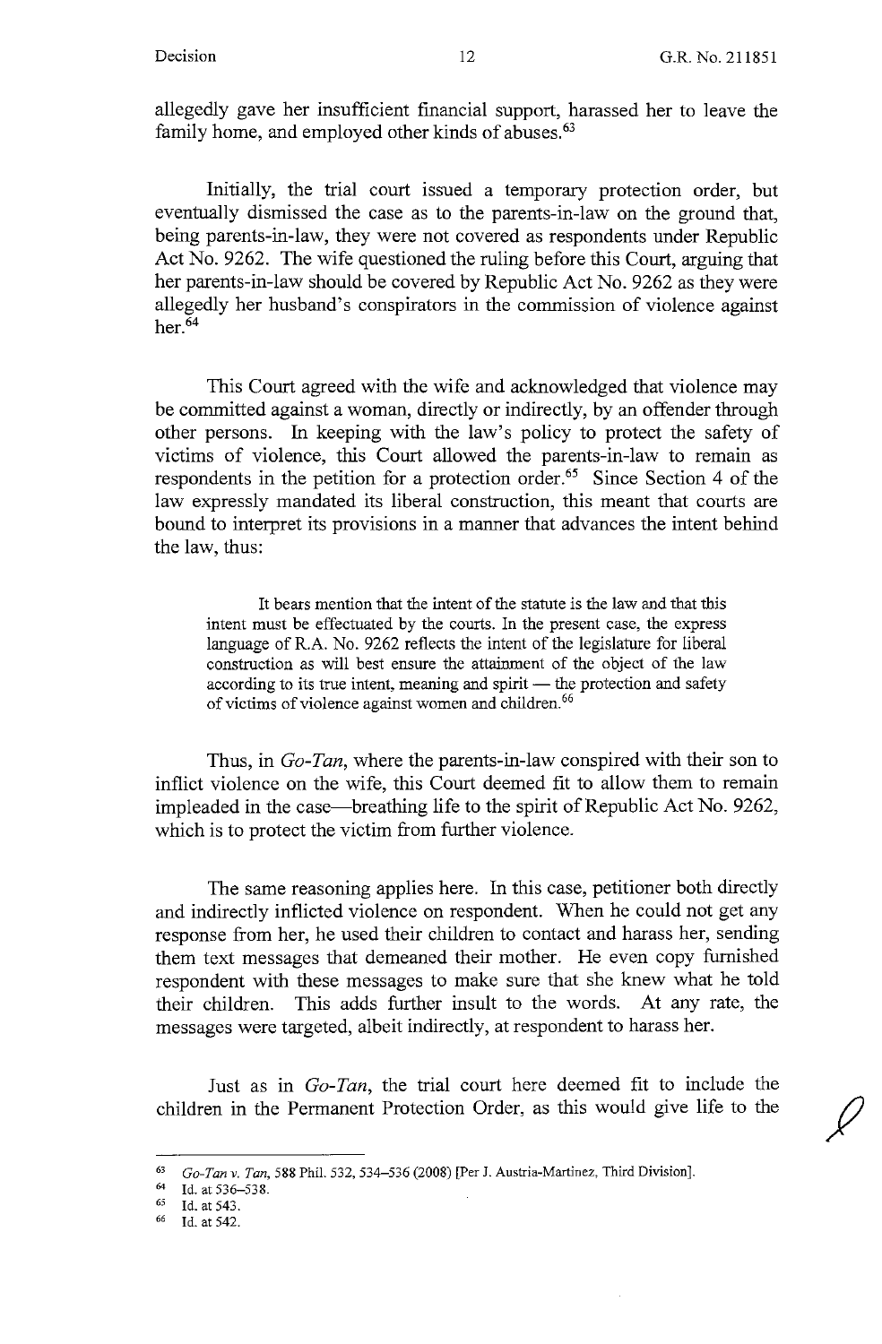allegedly gave her insufficient financial support, harassed her to leave the family home, and employed other kinds of abuses.[63]

Initially, the trial court issued a temporary protection order, but eventually dismissed the case as to the parents-in-law on the ground that, being parents-in-law, they were not covered as respondents under Republic Act No. 9262. The wife questioned the ruling before this Court, arguing that her parents-in-law should be covered by Republic Act No. 9262 as they were allegedly her husband's conspirators in the commission of violence against her.[64]

This Court agreed with the wife and acknowledged that violence may be committed against a woman, directly or indirectly, by an offender through other persons. In keeping with the law's policy to protect the safety of victims of violence, this Court allowed the parents-in-law to remain as respondents in the petition for a protection order.[65] Since Section 4 of the law expressly mandated its liberal construction, this meant that courts are bound to interpret its provisions in a manner that advances the intent behind the law, thus:

> It bears mention that the intent of the statute is the law and that this intent must be effectuated by the courts. In the present case, the express language of R.A. No. 9262 reflects the intent of the legislature for liberal construction as will best ensure the attainment of the object of the law according to its true intent, meaning and spirit — the protection and safety of victims of violence against women and children.[66]

Thus, in *Go-Tan*, where the parents-in-law conspired with their son to inflict violence on the wife, this Court deemed fit to allow them to remain impleaded in the case—breathing life to the spirit of Republic Act No. 9262, which is to protect the victim from further violence.

The same reasoning applies here. In this case, petitioner both directly and indirectly inflicted violence on respondent. When he could not get any response from her, he used their children to contact and harass her, sending them text messages that demeaned their mother. He even copy furnished respondent with these messages to make sure that she knew what he told their children. This adds further insult to the words. At any rate, the messages were targeted, albeit indirectly, at respondent to harass her.

Just as in *Go-Tan*, the trial court here deemed fit to include the children in the Permanent Protection Order, as this would give life to the

---

[63] *Go-Tan v. Tan*, 588 Phil. 532, 534–536 (2008) [Per J. Austria-Martinez, Third Division].

[64] Id. at 536–538.

[65] Id. at 543.

[66] Id. at 542.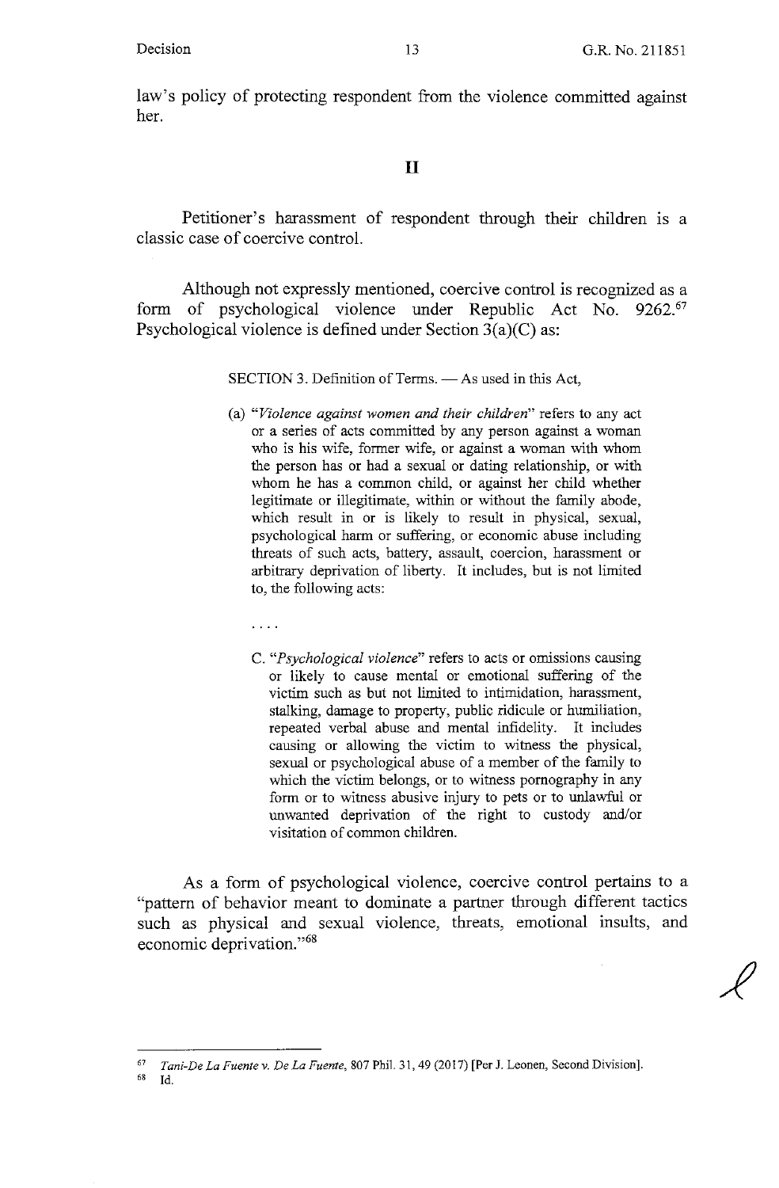law's policy of protecting respondent from the violence committed against her.

## II

Petitioner's harassment of respondent through their children is a classic case of coercive control.

Although not expressly mentioned, coercive control is recognized as a form of psychological violence under Republic Act No. 9262.[67] Psychological violence is defined under Section 3(a)(C) as:

> SECTION 3. Definition of Terms. — As used in this Act,
>
> (a) "*Violence against women and their children*" refers to any act or a series of acts committed by any person against a woman who is his wife, former wife, or against a woman with whom the person has or had a sexual or dating relationship, or with whom he has a common child, or against her child whether legitimate or illegitimate, within or without the family abode, which result in or is likely to result in physical, sexual, psychological harm or suffering, or economic abuse including threats of such acts, battery, assault, coercion, harassment or arbitrary deprivation of liberty. It includes, but is not limited to, the following acts:
>
> . . . .
>
> C. "*Psychological violence*" refers to acts or omissions causing or likely to cause mental or emotional suffering of the victim such as but not limited to intimidation, harassment, stalking, damage to property, public ridicule or humiliation, repeated verbal abuse and mental infidelity. It includes causing or allowing the victim to witness the physical, sexual or psychological abuse of a member of the family to which the victim belongs, or to witness pornography in any form or to witness abusive injury to pets or to unlawful or unwanted deprivation of the right to custody and/or visitation of common children.

As a form of psychological violence, coercive control pertains to a "pattern of behavior meant to dominate a partner through different tactics such as physical and sexual violence, threats, emotional insults, and economic deprivation."[68]

---

[67] *Tani-De La Fuente v. De La Fuente*, 807 Phil. 31, 49 (2017) [Per J. Leonen, Second Division].

[68] Id.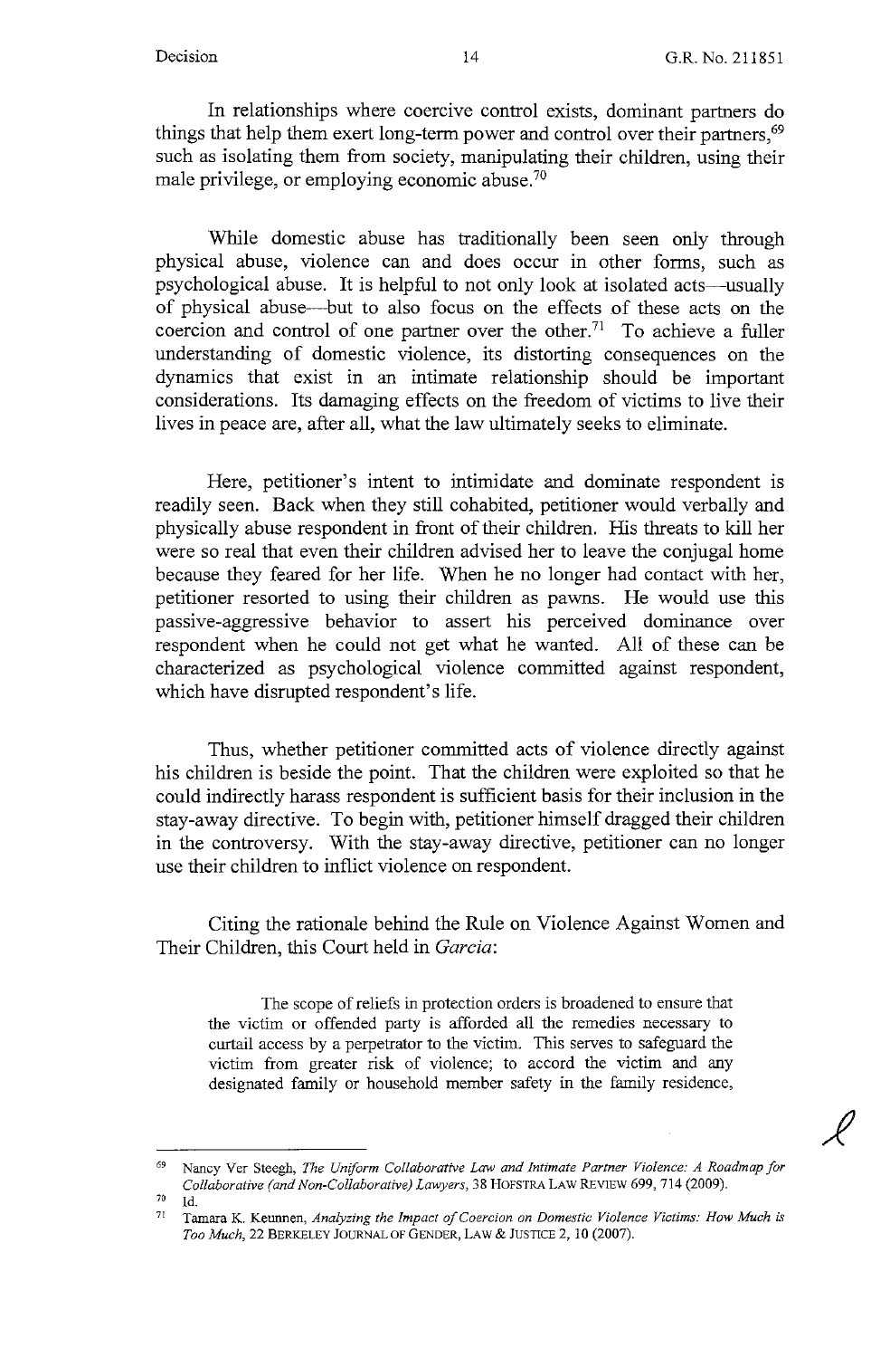In relationships where coercive control exists, dominant partners do things that help them exert long-term power and control over their partners,[69] such as isolating them from society, manipulating their children, using their male privilege, or employing economic abuse.[70]

While domestic abuse has traditionally been seen only through physical abuse, violence can and does occur in other forms, such as psychological abuse. It is helpful to not only look at isolated acts—usually of physical abuse—but to also focus on the effects of these acts on the coercion and control of one partner over the other.[71] To achieve a fuller understanding of domestic violence, its distorting consequences on the dynamics that exist in an intimate relationship should be important considerations. Its damaging effects on the freedom of victims to live their lives in peace are, after all, what the law ultimately seeks to eliminate.

Here, petitioner's intent to intimidate and dominate respondent is readily seen. Back when they still cohabited, petitioner would verbally and physically abuse respondent in front of their children. His threats to kill her were so real that even their children advised her to leave the conjugal home because they feared for her life. When he no longer had contact with her, petitioner resorted to using their children as pawns. He would use this passive-aggressive behavior to assert his perceived dominance over respondent when he could not get what he wanted. All of these can be characterized as psychological violence committed against respondent, which have disrupted respondent's life.

Thus, whether petitioner committed acts of violence directly against his children is beside the point. That the children were exploited so that he could indirectly harass respondent is sufficient basis for their inclusion in the stay-away directive. To begin with, petitioner himself dragged their children in the controversy. With the stay-away directive, petitioner can no longer use their children to inflict violence on respondent.

Citing the rationale behind the Rule on Violence Against Women and Their Children, this Court held in *Garcia*:

> The scope of reliefs in protection orders is broadened to ensure that the victim or offended party is afforded all the remedies necessary to curtail access by a perpetrator to the victim. This serves to safeguard the victim from greater risk of violence; to accord the victim and any designated family or household member safety in the family residence,

---

[69] Nancy Ver Steegh, *The Uniform Collaborative Law and Intimate Partner Violence: A Roadmap for Collaborative (and Non-Collaborative) Lawyers*, 38 HOFSTRA LAW REVIEW 699, 714 (2009).

[70] Id.

[71] Tamara K. Keunnen, *Analyzing the Impact of Coercion on Domestic Violence Victims: How Much is Too Much*, 22 BERKELEY JOURNAL OF GENDER, LAW & JUSTICE 2, 10 (2007).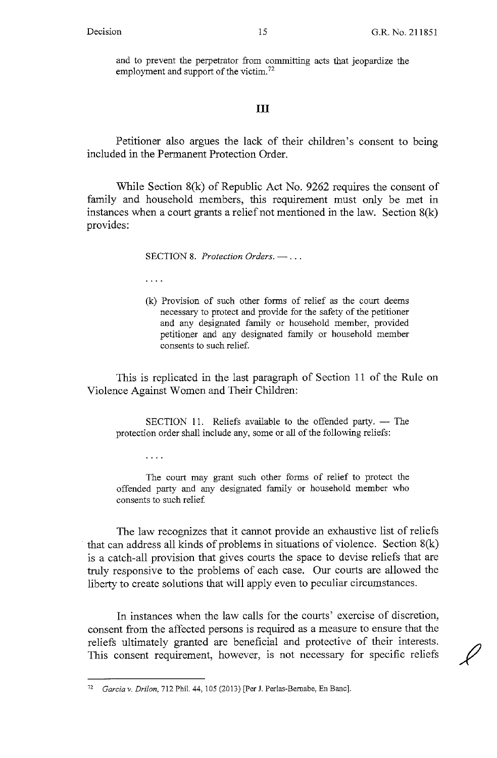and to prevent the perpetrator from committing acts that jeopardize the employment and support of the victim.[72]

## III

Petitioner also argues the lack of their children's consent to being included in the Permanent Protection Order.

While Section 8(k) of Republic Act No. 9262 requires the consent of family and household members, this requirement must only be met in instances when a court grants a relief not mentioned in the law. Section 8(k) provides:

> SECTION 8. *Protection Orders.* — . . .
>
> . . . .
>
> (k) Provision of such other forms of relief as the court deems necessary to protect and provide for the safety of the petitioner and any designated family or household member, provided petitioner and any designated family or household member consents to such relief.

This is replicated in the last paragraph of Section 11 of the Rule on Violence Against Women and Their Children:

> SECTION 11. Reliefs available to the offended party. — The protection order shall include any, some or all of the following reliefs:
>
> . . . .
>
> The court may grant such other forms of relief to protect the offended party and any designated family or household member who consents to such relief.

The law recognizes that it cannot provide an exhaustive list of reliefs that can address all kinds of problems in situations of violence. Section 8(k) is a catch-all provision that gives courts the space to devise reliefs that are truly responsive to the problems of each case. Our courts are allowed the liberty to create solutions that will apply even to peculiar circumstances.

In instances when the law calls for the courts' exercise of discretion, consent from the affected persons is required as a measure to ensure that the reliefs ultimately granted are beneficial and protective of their interests. This consent requirement, however, is not necessary for specific reliefs

---

[72] *Garcia v. Drilon*, 712 Phil. 44, 105 (2013) [Per J. Perlas-Bernabe, En Banc].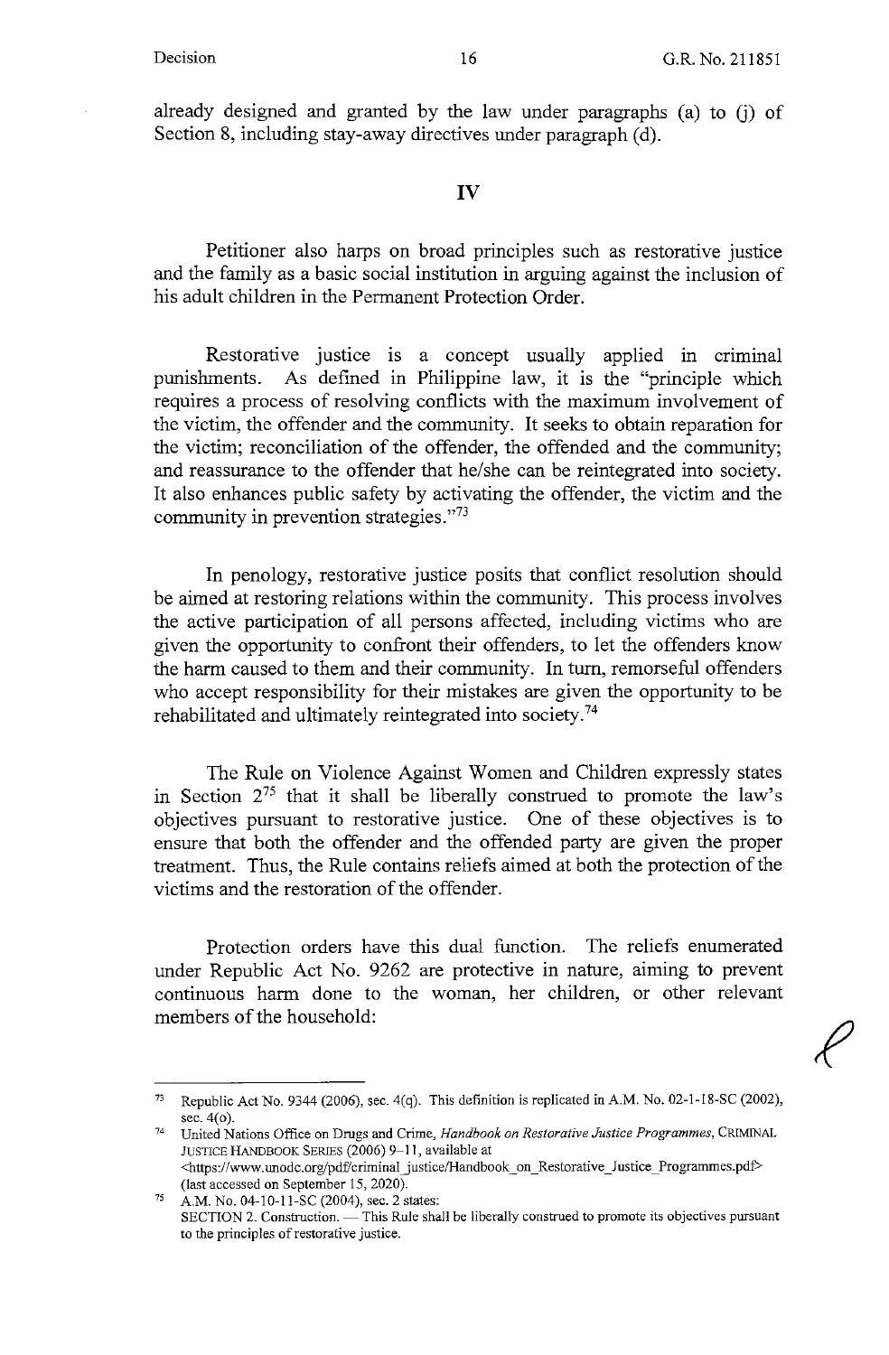already designed and granted by the law under paragraphs (a) to (j) of Section 8, including stay-away directives under paragraph (d).

## IV

Petitioner also harps on broad principles such as restorative justice and the family as a basic social institution in arguing against the inclusion of his adult children in the Permanent Protection Order.

Restorative justice is a concept usually applied in criminal punishments. As defined in Philippine law, it is the "principle which requires a process of resolving conflicts with the maximum involvement of the victim, the offender and the community. It seeks to obtain reparation for the victim; reconciliation of the offender, the offended and the community; and reassurance to the offender that he/she can be reintegrated into society. It also enhances public safety by activating the offender, the victim and the community in prevention strategies."[73]

In penology, restorative justice posits that conflict resolution should be aimed at restoring relations within the community. This process involves the active participation of all persons affected, including victims who are given the opportunity to confront their offenders, to let the offenders know the harm caused to them and their community. In turn, remorseful offenders who accept responsibility for their mistakes are given the opportunity to be rehabilitated and ultimately reintegrated into society.[74]

The Rule on Violence Against Women and Children expressly states in Section 2[75] that it shall be liberally construed to promote the law's objectives pursuant to restorative justice. One of these objectives is to ensure that both the offender and the offended party are given the proper treatment. Thus, the Rule contains reliefs aimed at both the protection of the victims and the restoration of the offender.

Protection orders have this dual function. The reliefs enumerated under Republic Act No. 9262 are protective in nature, aiming to prevent continuous harm done to the woman, her children, or other relevant members of the household:

---

[73] Republic Act No. 9344 (2006), sec. 4(q). This definition is replicated in A.M. No. 02-1-18-SC (2002), sec. 4(o).

[74] United Nations Office on Drugs and Crime, *Handbook on Restorative Justice Programmes*, CRIMINAL JUSTICE HANDBOOK SERIES (2006) 9–11, available at <https://www.unodc.org/pdf/criminal_justice/Handbook_on_Restorative_Justice_Programmes.pdf> (last accessed on September 15, 2020).

[75] A.M. No. 04-10-11-SC (2004), sec. 2 states:
SECTION 2. Construction. — This Rule shall be liberally construed to promote its objectives pursuant to the principles of restorative justice.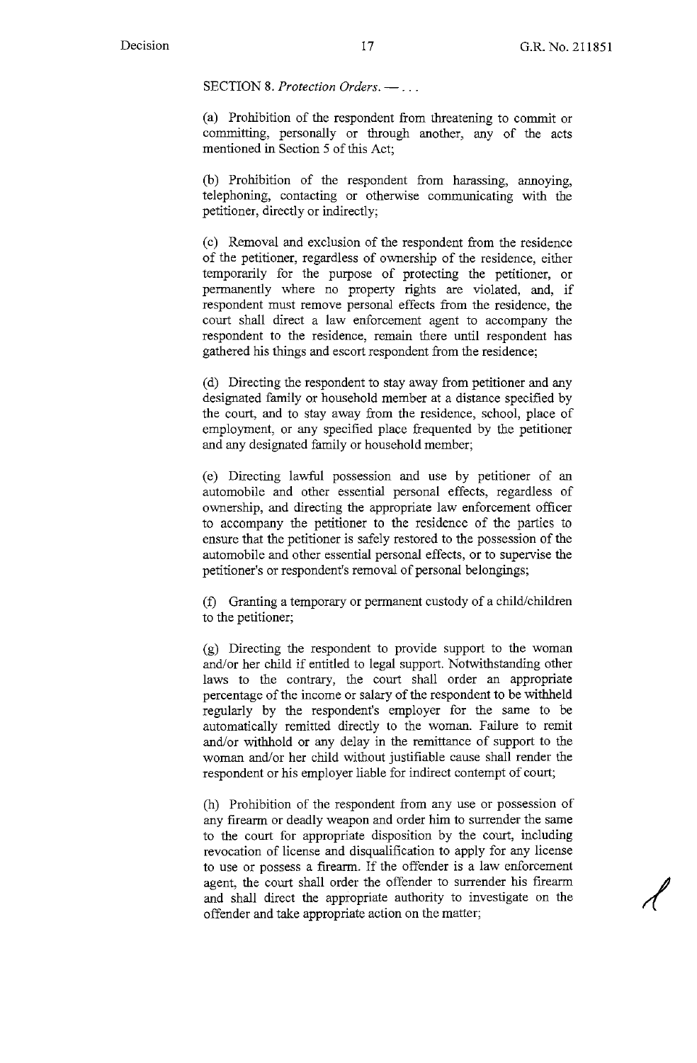SECTION 8. *Protection Orders.* — . . .

(a) Prohibition of the respondent from threatening to commit or committing, personally or through another, any of the acts mentioned in Section 5 of this Act;

(b) Prohibition of the respondent from harassing, annoying, telephoning, contacting or otherwise communicating with the petitioner, directly or indirectly;

(c) Removal and exclusion of the respondent from the residence of the petitioner, regardless of ownership of the residence, either temporarily for the purpose of protecting the petitioner, or permanently where no property rights are violated, and, if respondent must remove personal effects from the residence, the court shall direct a law enforcement agent to accompany the respondent to the residence, remain there until respondent has gathered his things and escort respondent from the residence;

(d) Directing the respondent to stay away from petitioner and any designated family or household member at a distance specified by the court, and to stay away from the residence, school, place of employment, or any specified place frequented by the petitioner and any designated family or household member;

(e) Directing lawful possession and use by petitioner of an automobile and other essential personal effects, regardless of ownership, and directing the appropriate law enforcement officer to accompany the petitioner to the residence of the parties to ensure that the petitioner is safely restored to the possession of the automobile and other essential personal effects, or to supervise the petitioner's or respondent's removal of personal belongings;

(f) Granting a temporary or permanent custody of a child/children to the petitioner;

(g) Directing the respondent to provide support to the woman and/or her child if entitled to legal support. Notwithstanding other laws to the contrary, the court shall order an appropriate percentage of the income or salary of the respondent to be withheld regularly by the respondent's employer for the same to be automatically remitted directly to the woman. Failure to remit and/or withhold or any delay in the remittance of support to the woman and/or her child without justifiable cause shall render the respondent or his employer liable for indirect contempt of court;

(h) Prohibition of the respondent from any use or possession of any firearm or deadly weapon and order him to surrender the same to the court for appropriate disposition by the court, including revocation of license and disqualification to apply for any license to use or possess a firearm. If the offender is a law enforcement agent, the court shall order the offender to surrender his firearm and shall direct the appropriate authority to investigate on the offender and take appropriate action on the matter;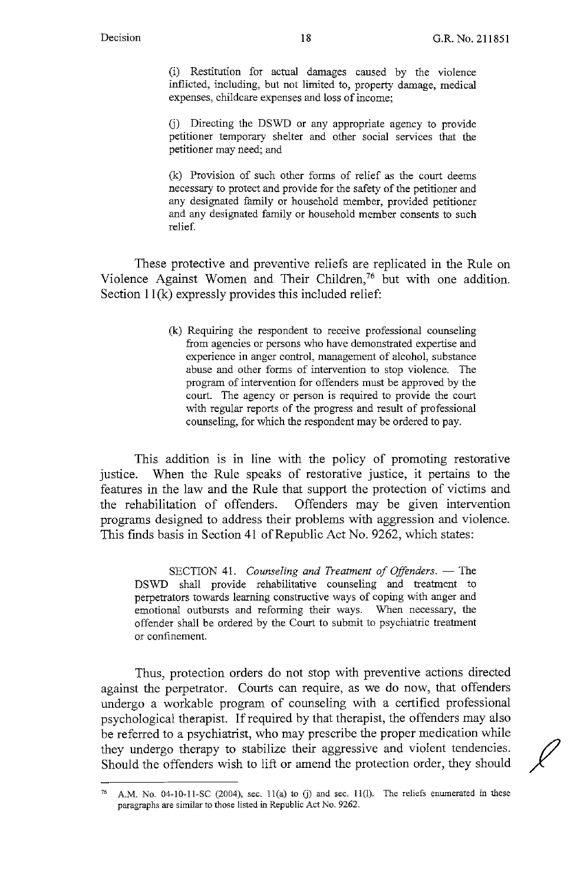(i) Restitution for actual damages caused by the violence inflicted, including, but not limited to, property damage, medical expenses, childcare expenses and loss of income;

(j) Directing the DSWD or any appropriate agency to provide petitioner temporary shelter and other social services that the petitioner may need; and

(k) Provision of such other forms of relief as the court deems necessary to protect and provide for the safety of the petitioner and any designated family or household member, provided petitioner and any designated family or household member consents to such relief.

These protective and preventive reliefs are replicated in the Rule on Violence Against Women and Their Children,[76] but with one addition. Section 11(k) expressly provides this included relief:

> (k) Requiring the respondent to receive professional counseling from agencies or persons who have demonstrated expertise and experience in anger control, management of alcohol, substance abuse and other forms of intervention to stop violence. The program of intervention for offenders must be approved by the court. The agency or person is required to provide the court with regular reports of the progress and result of professional counseling, for which the respondent may be ordered to pay.

This addition is in line with the policy of promoting restorative justice. When the Rule speaks of restorative justice, it pertains to the features in the law and the Rule that support the protection of victims and the rehabilitation of offenders. Offenders may be given intervention programs designed to address their problems with aggression and violence. This finds basis in Section 41 of Republic Act No. 9262, which states:

> SECTION 41. *Counseling and Treatment of Offenders*. — The DSWD shall provide rehabilitative counseling and treatment to perpetrators towards learning constructive ways of coping with anger and emotional outbursts and reforming their ways. When necessary, the offender shall be ordered by the Court to submit to psychiatric treatment or confinement.

Thus, protection orders do not stop with preventive actions directed against the perpetrator. Courts can require, as we do now, that offenders undergo a workable program of counseling with a certified professional psychological therapist. If required by that therapist, the offenders may also be referred to a psychiatrist, who may prescribe the proper medication while they undergo therapy to stabilize their aggressive and violent tendencies. Should the offenders wish to lift or amend the protection order, they should

---

[76] A.M. No. 04-10-11-SC (2004), sec. 11(a) to (j) and sec. 11(l). The reliefs enumerated in these paragraphs are similar to those listed in Republic Act No. 9262.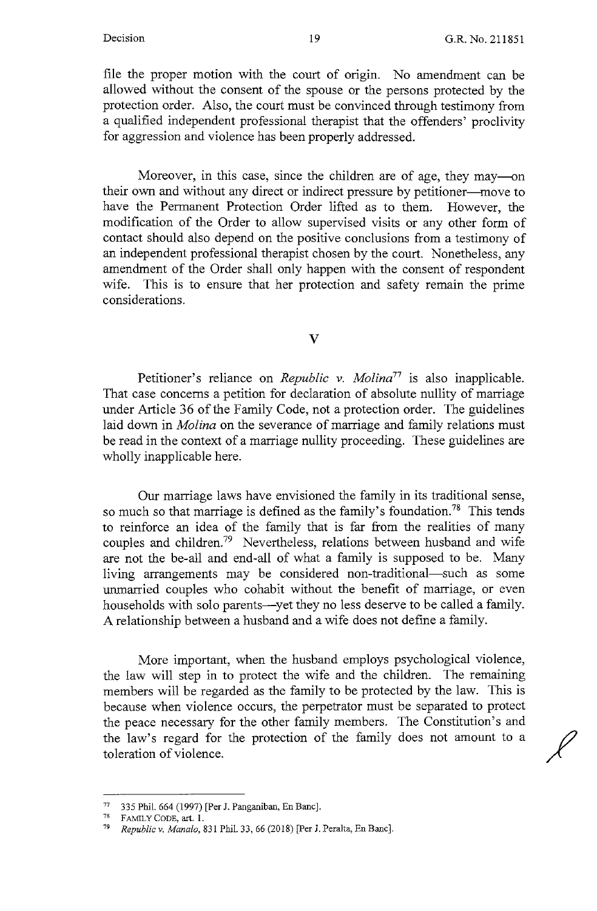file the proper motion with the court of origin. No amendment can be allowed without the consent of the spouse or the persons protected by the protection order. Also, the court must be convinced through testimony from a qualified independent professional therapist that the offenders' proclivity for aggression and violence has been properly addressed.

Moreover, in this case, since the children are of age, they may—on their own and without any direct or indirect pressure by petitioner—move to have the Permanent Protection Order lifted as to them. However, the modification of the Order to allow supervised visits or any other form of contact should also depend on the positive conclusions from a testimony of an independent professional therapist chosen by the court. Nonetheless, any amendment of the Order shall only happen with the consent of respondent wife. This is to ensure that her protection and safety remain the prime considerations.

## V

Petitioner's reliance on *Republic v. Molina*[77] is also inapplicable. That case concerns a petition for declaration of absolute nullity of marriage under Article 36 of the Family Code, not a protection order. The guidelines laid down in *Molina* on the severance of marriage and family relations must be read in the context of a marriage nullity proceeding. These guidelines are wholly inapplicable here.

Our marriage laws have envisioned the family in its traditional sense, so much so that marriage is defined as the family's foundation.[78] This tends to reinforce an idea of the family that is far from the realities of many couples and children.[79] Nevertheless, relations between husband and wife are not the be-all and end-all of what a family is supposed to be. Many living arrangements may be considered non-traditional—such as some unmarried couples who cohabit without the benefit of marriage, or even households with solo parents—yet they no less deserve to be called a family. A relationship between a husband and a wife does not define a family.

More important, when the husband employs psychological violence, the law will step in to protect the wife and the children. The remaining members will be regarded as the family to be protected by the law. This is because when violence occurs, the perpetrator must be separated to protect the peace necessary for the other family members. The Constitution's and the law's regard for the protection of the family does not amount to a toleration of violence.

---

[77] 335 Phil. 664 (1997) [Per J. Panganiban, En Banc].

[78] FAMILY CODE, art. 1.

[79] *Republic v. Manalo*, 831 Phil. 33, 66 (2018) [Per J. Peralta, En Banc].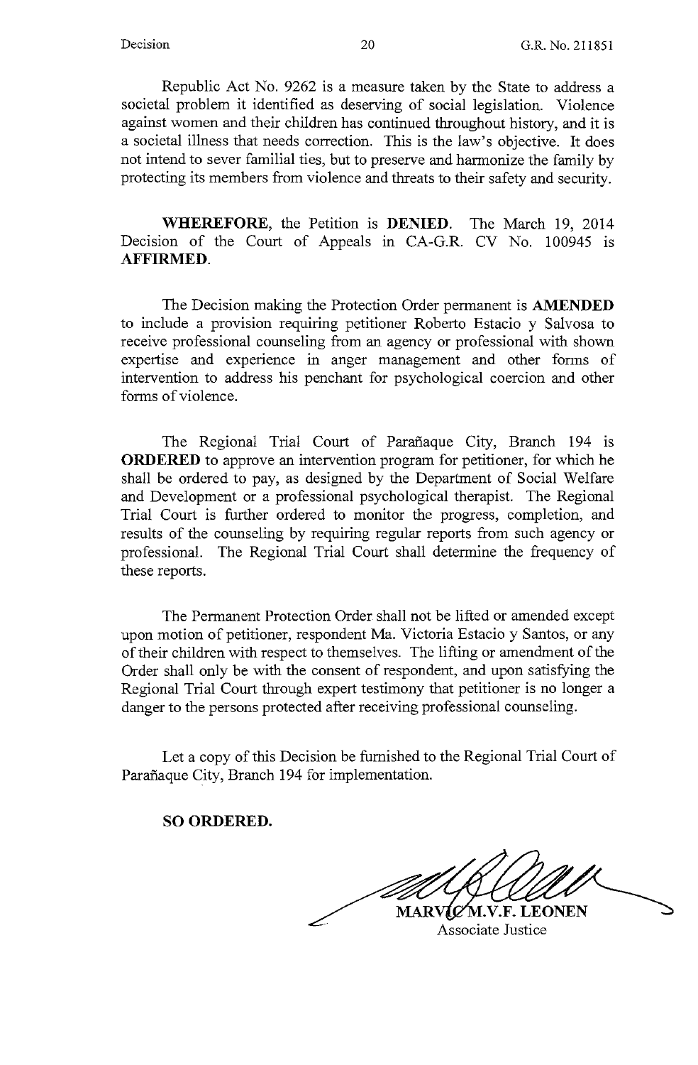Republic Act No. 9262 is a measure taken by the State to address a societal problem it identified as deserving of social legislation. Violence against women and their children has continued throughout history, and it is a societal illness that needs correction. This is the law's objective. It does not intend to sever familial ties, but to preserve and harmonize the family by protecting its members from violence and threats to their safety and security.

**WHEREFORE**, the Petition is **DENIED**. The March 19, 2014 Decision of the Court of Appeals in CA-G.R. CV No. 100945 is **AFFIRMED**.

The Decision making the Protection Order permanent is **AMENDED** to include a provision requiring petitioner Roberto Estacio y Salvosa to receive professional counseling from an agency or professional with shown expertise and experience in anger management and other forms of intervention to address his penchant for psychological coercion and other forms of violence.

The Regional Trial Court of Parañaque City, Branch 194 is **ORDERED** to approve an intervention program for petitioner, for which he shall be ordered to pay, as designed by the Department of Social Welfare and Development or a professional psychological therapist. The Regional Trial Court is further ordered to monitor the progress, completion, and results of the counseling by requiring regular reports from such agency or professional. The Regional Trial Court shall determine the frequency of these reports.

The Permanent Protection Order shall not be lifted or amended except upon motion of petitioner, respondent Ma. Victoria Estacio y Santos, or any of their children with respect to themselves. The lifting or amendment of the Order shall only be with the consent of respondent, and upon satisfying the Regional Trial Court through expert testimony that petitioner is no longer a danger to the persons protected after receiving professional counseling.

Let a copy of this Decision be furnished to the Regional Trial Court of Parañaque City, Branch 194 for implementation.

**SO ORDERED.**

MARVIC M.V.F. LEONEN
Associate Justice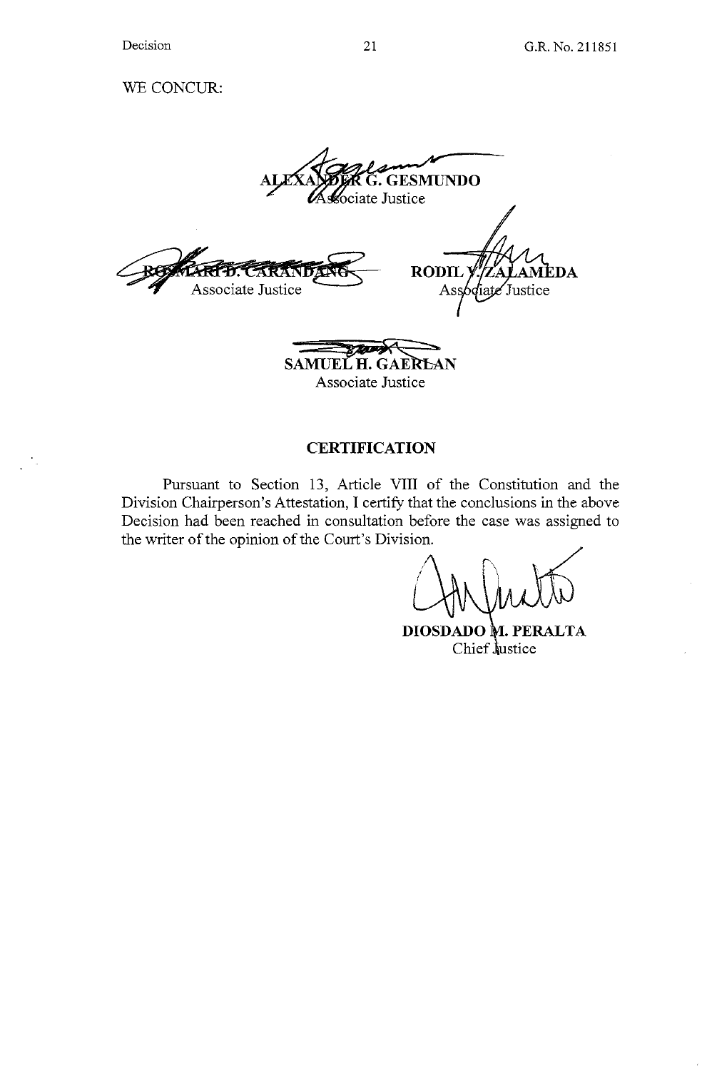WE CONCUR:

**ALEXANDER G. GESMUNDO**
Associate Justice

**ROSMARI D. CARANDANG**
Associate Justice

**RODIL V. ZALAMEDA**
Associate Justice

**SAMUEL H. GAERLAN**
Associate Justice

## CERTIFICATION

Pursuant to Section 13, Article VIII of the Constitution and the Division Chairperson's Attestation, I certify that the conclusions in the above Decision had been reached in consultation before the case was assigned to the writer of the opinion of the Court's Division.

**DIOSDADO M. PERALTA**
Chief Justice